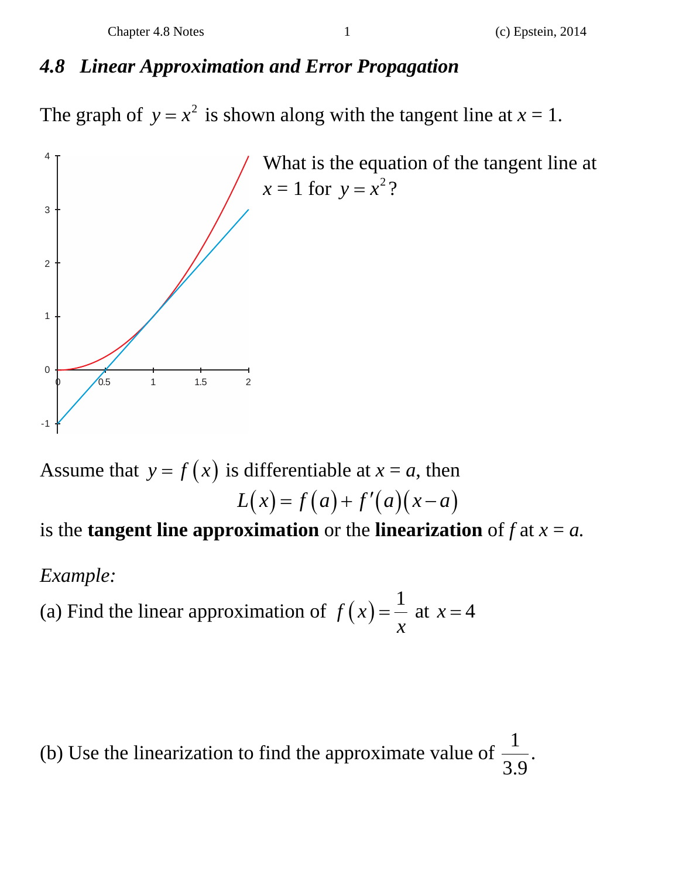## *4.8 Linear Approximation and Error Propagation*

The graph of $y = x^2$ is shown along with the tangent line at $x = 1$.

What is the equation of the tangent line at $x = 1$ for $y = x^2$?

Assume that $y = f(x)$ is differentiable at $x = a$, then

$$L(x) = f(a) + f'(a)(x - a)$$

is the **tangent line approximation** or the **linearization** of $f$ at $x = a$.

*Example:*

(a) Find the linear approximation of $f(x) = \dfrac{1}{x}$ at $x = 4$

(b) Use the linearization to find the approximate value of $\dfrac{1}{3.9}$.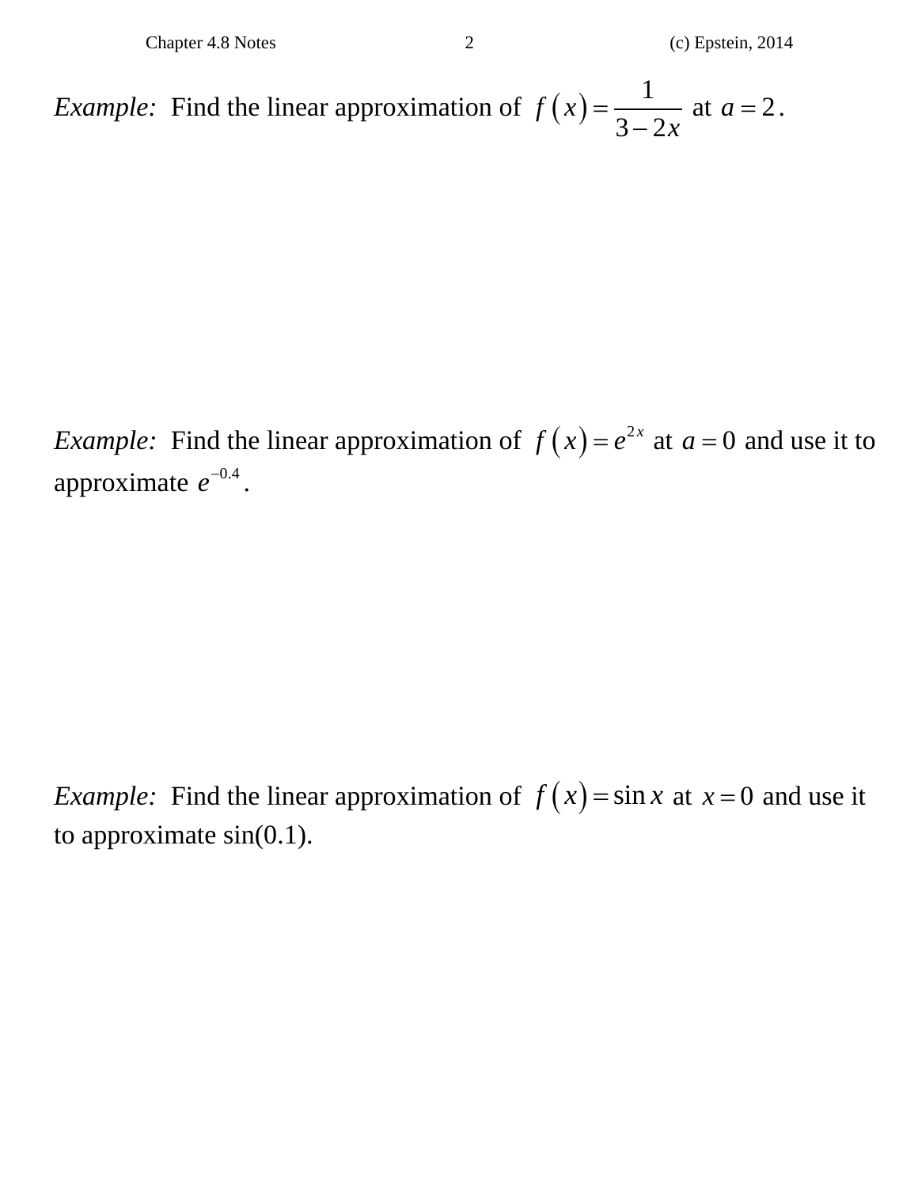*Example:* Find the linear approximation of $f\left(x\right)=\dfrac{1}{3-2x}$ at $a=2$.

*Example:* Find the linear approximation of $f\left(x\right)=e^{2x}$ at $a=0$ and use it to approximate $e^{-0.4}$.

*Example:* Find the linear approximation of $f\left(x\right)=\sin x$ at $x=0$ and use it to approximate sin(0.1).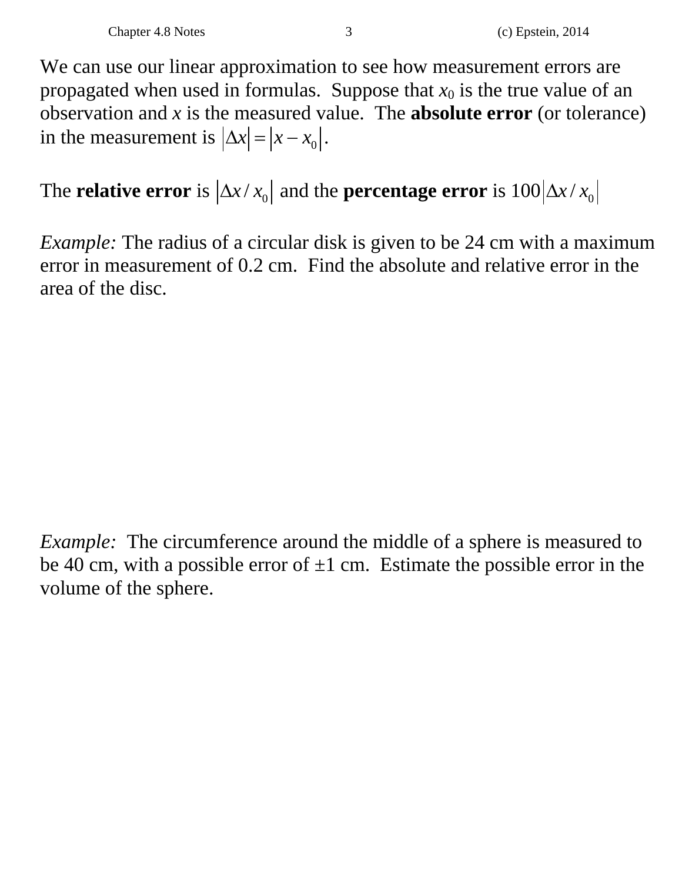We can use our linear approximation to see how measurement errors are propagated when used in formulas. Suppose that $x_0$ is the true value of an observation and $x$ is the measured value. The **absolute error** (or tolerance) in the measurement is $|\Delta x| = |x - x_0|$.

The **relative error** is $|\Delta x / x_0|$ and the **percentage error** is $100|\Delta x / x_0|$

*Example:* The radius of a circular disk is given to be 24 cm with a maximum error in measurement of 0.2 cm. Find the absolute and relative error in the area of the disc.

*Example:* The circumference around the middle of a sphere is measured to be 40 cm, with a possible error of ±1 cm. Estimate the possible error in the volume of the sphere.